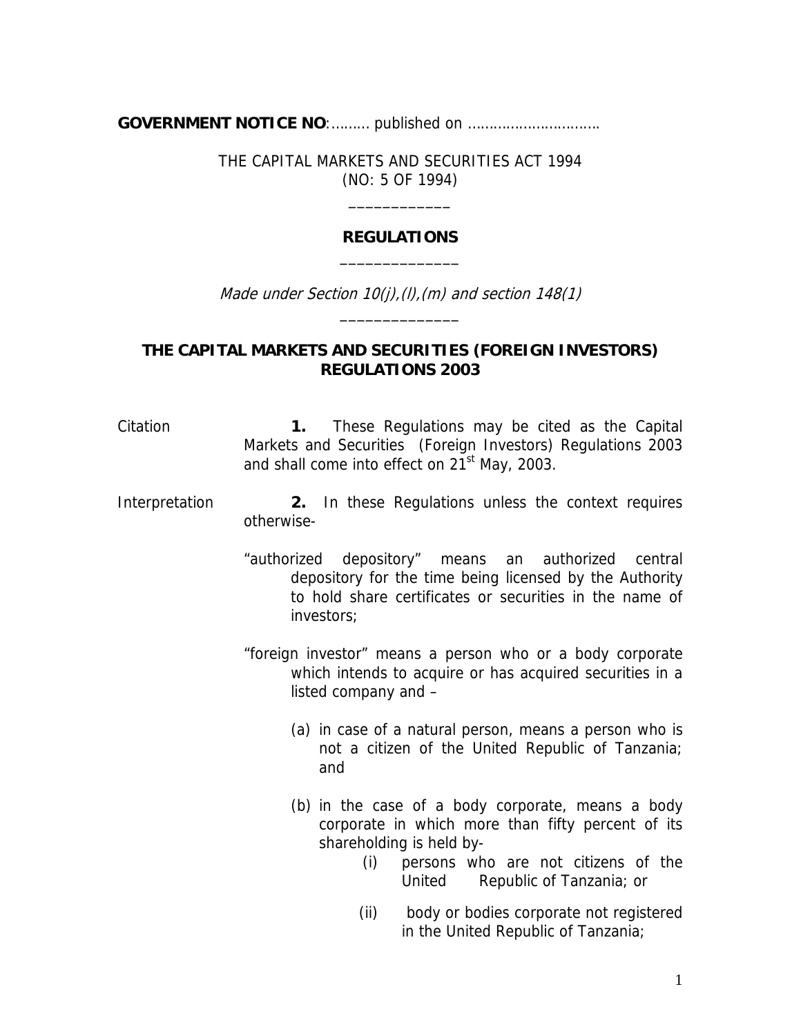**GOVERNMENT NOTICE NO**:……… published on …………………………

THE CAPITAL MARKETS AND SECURITIES ACT 1994
(NO: 5 OF 1994)

\_\_\_\_\_\_\_\_\_\_\_\_

**REGULATIONS**

\_\_\_\_\_\_\_\_\_\_\_\_\_\_

*Made under Section 10(j),(l),(m) and section 148(1)*

\_\_\_\_\_\_\_\_\_\_\_\_\_\_

## THE CAPITAL MARKETS AND SECURITIES (FOREIGN INVESTORS) REGULATIONS 2003

Citation

**1.** These Regulations may be cited as the Capital Markets and Securities (Foreign Investors) Regulations 2003 and shall come into effect on 21st May, 2003.

Interpretation

**2.** In these Regulations unless the context requires otherwise-

"authorized depository" means an authorized central depository for the time being licensed by the Authority to hold share certificates or securities in the name of investors;

"foreign investor" means a person who or a body corporate which intends to acquire or has acquired securities in a listed company and –

(a) in case of a natural person, means a person who is not a citizen of the United Republic of Tanzania; and

(b) in the case of a body corporate, means a body corporate in which more than fifty percent of its shareholding is held by-

(i) persons who are not citizens of the United Republic of Tanzania; or

(ii) body or bodies corporate not registered in the United Republic of Tanzania;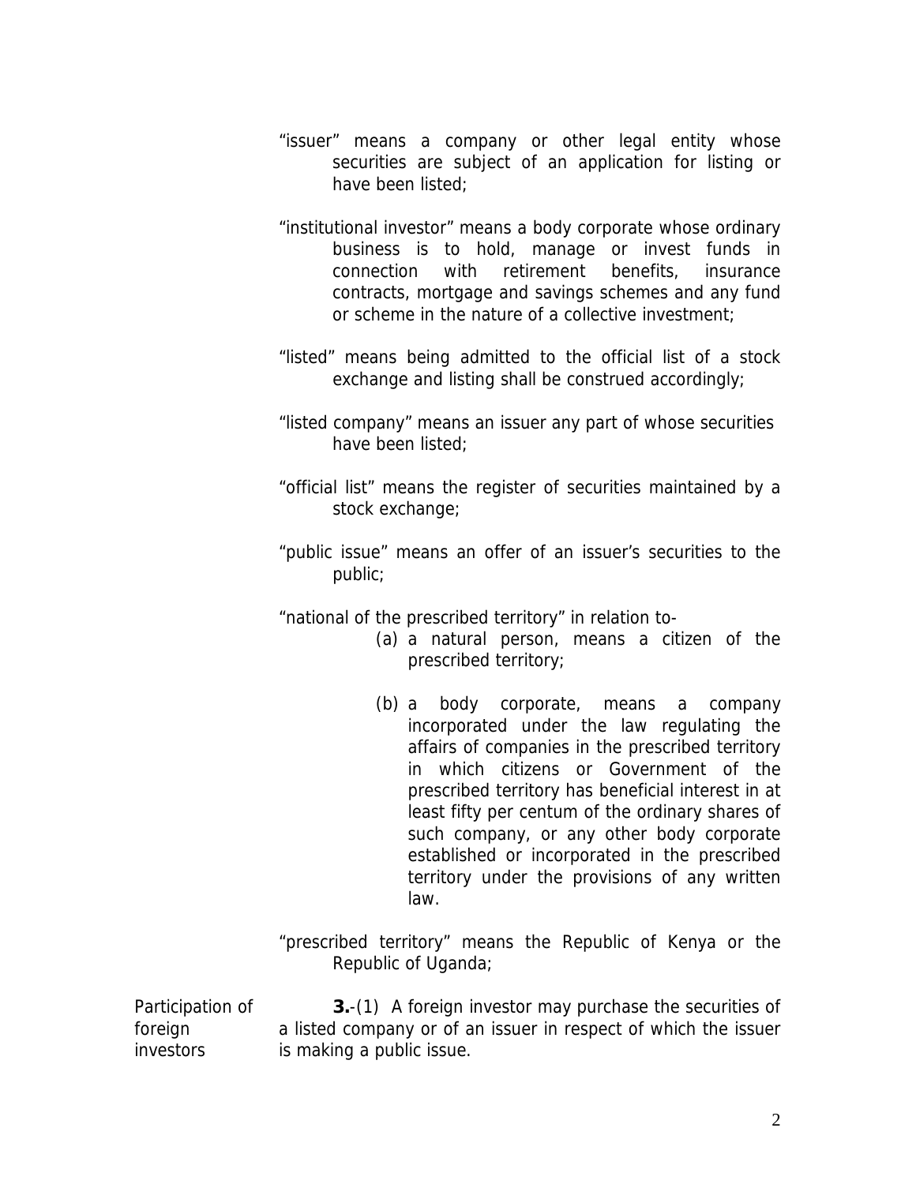"issuer" means a company or other legal entity whose securities are subject of an application for listing or have been listed;

"institutional investor" means a body corporate whose ordinary business is to hold, manage or invest funds in connection with retirement benefits, insurance contracts, mortgage and savings schemes and any fund or scheme in the nature of a collective investment;

"listed" means being admitted to the official list of a stock exchange and listing shall be construed accordingly;

"listed company" means an issuer any part of whose securities have been listed;

"official list" means the register of securities maintained by a stock exchange;

"public issue" means an offer of an issuer's securities to the public;

"national of the prescribed territory" in relation to-

(a) a natural person, means a citizen of the prescribed territory;

(b) a body corporate, means a company incorporated under the law regulating the affairs of companies in the prescribed territory in which citizens or Government of the prescribed territory has beneficial interest in at least fifty per centum of the ordinary shares of such company, or any other body corporate established or incorporated in the prescribed territory under the provisions of any written law.

"prescribed territory" means the Republic of Kenya or the Republic of Uganda;

Participation of foreign investors

**3.**-(1) A foreign investor may purchase the securities of a listed company or of an issuer in respect of which the issuer is making a public issue.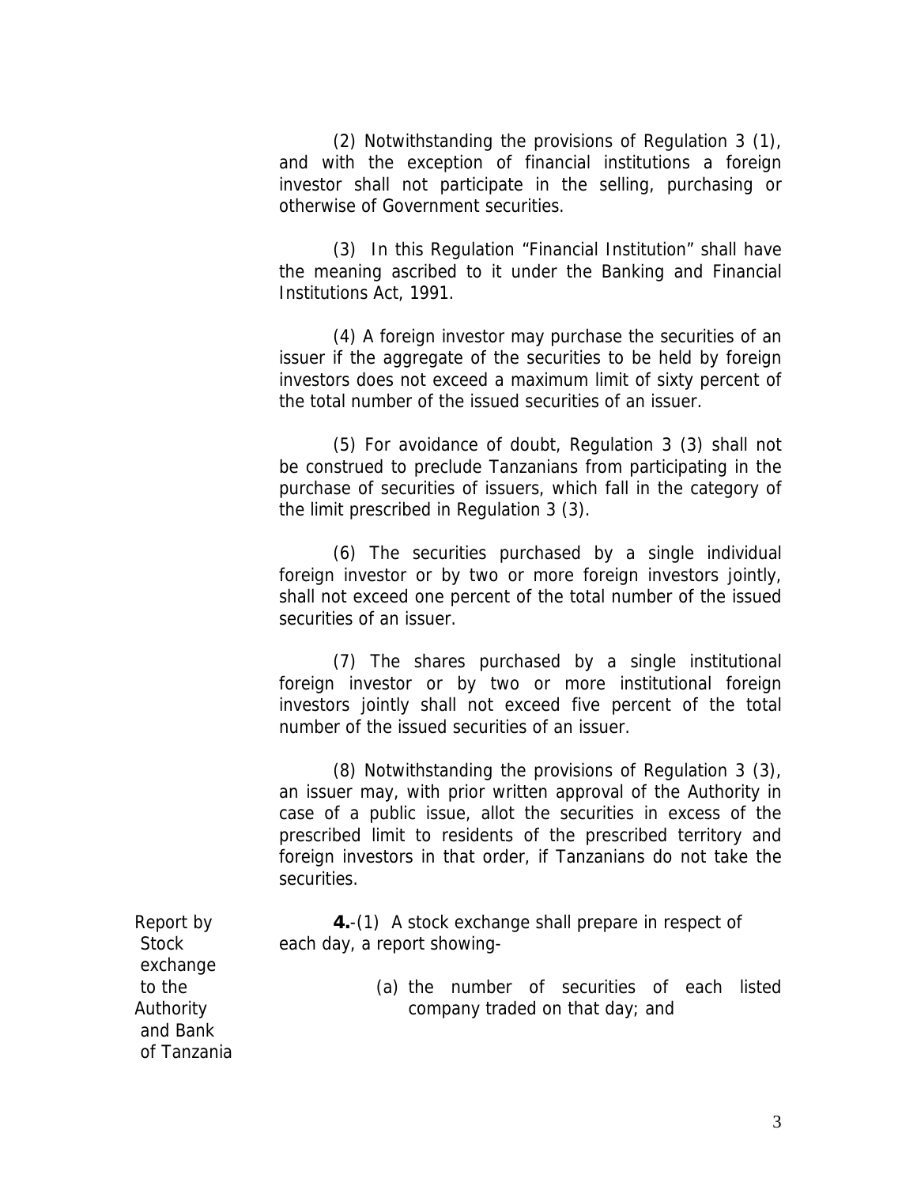(2) Notwithstanding the provisions of Regulation 3 (1), and with the exception of financial institutions a foreign investor shall not participate in the selling, purchasing or otherwise of Government securities.

(3) In this Regulation "Financial Institution" shall have the meaning ascribed to it under the Banking and Financial Institutions Act, 1991.

(4) A foreign investor may purchase the securities of an issuer if the aggregate of the securities to be held by foreign investors does not exceed a maximum limit of sixty percent of the total number of the issued securities of an issuer.

(5) For avoidance of doubt, Regulation 3 (3) shall not be construed to preclude Tanzanians from participating in the purchase of securities of issuers, which fall in the category of the limit prescribed in Regulation 3 (3).

(6) The securities purchased by a single individual foreign investor or by two or more foreign investors jointly, shall not exceed one percent of the total number of the issued securities of an issuer.

(7) The shares purchased by a single institutional foreign investor or by two or more institutional foreign investors jointly shall not exceed five percent of the total number of the issued securities of an issuer.

(8) Notwithstanding the provisions of Regulation 3 (3), an issuer may, with prior written approval of the Authority in case of a public issue, allot the securities in excess of the prescribed limit to residents of the prescribed territory and foreign investors in that order, if Tanzanians do not take the securities.

Report by Stock exchange to the Authority and Bank of Tanzania

**4.**-(1) A stock exchange shall prepare in respect of each day, a report showing-

(a) the number of securities of each listed company traded on that day; and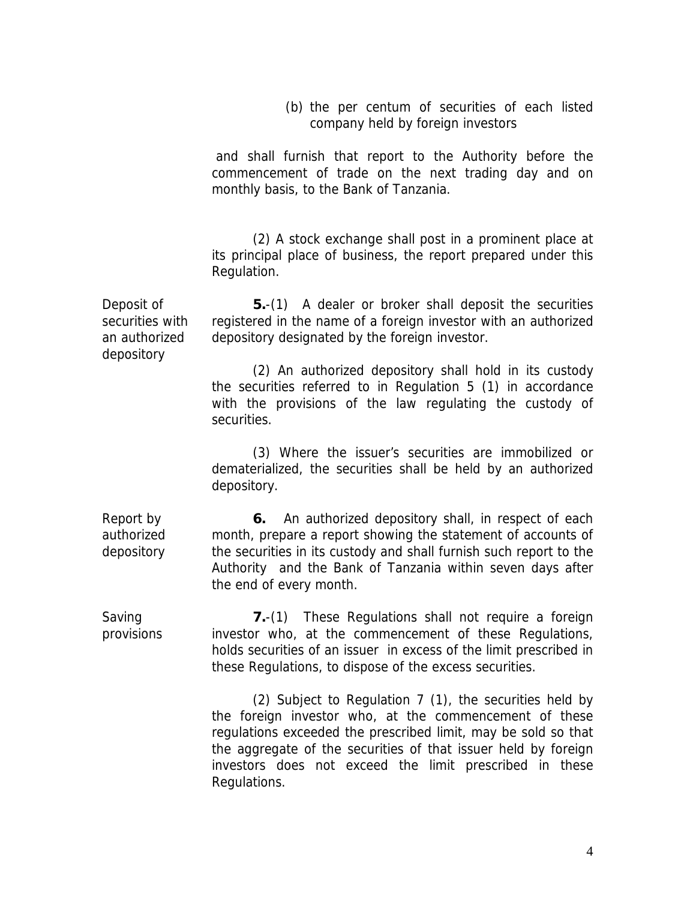(b) the per centum of securities of each listed company held by foreign investors

and shall furnish that report to the Authority before the commencement of trade on the next trading day and on monthly basis, to the Bank of Tanzania.

(2) A stock exchange shall post in a prominent place at its principal place of business, the report prepared under this Regulation.

*Deposit of securities with an authorized depository*

**5.**-(1) A dealer or broker shall deposit the securities registered in the name of a foreign investor with an authorized depository designated by the foreign investor.

(2) An authorized depository shall hold in its custody the securities referred to in Regulation 5 (1) in accordance with the provisions of the law regulating the custody of securities.

(3) Where the issuer's securities are immobilized or dematerialized, the securities shall be held by an authorized depository.

*Report by authorized depository*

**6.** An authorized depository shall, in respect of each month, prepare a report showing the statement of accounts of the securities in its custody and shall furnish such report to the Authority and the Bank of Tanzania within seven days after the end of every month.

*Saving provisions*

**7.**-(1) These Regulations shall not require a foreign investor who, at the commencement of these Regulations, holds securities of an issuer in excess of the limit prescribed in these Regulations, to dispose of the excess securities.

(2) Subject to Regulation 7 (1), the securities held by the foreign investor who, at the commencement of these regulations exceeded the prescribed limit, may be sold so that the aggregate of the securities of that issuer held by foreign investors does not exceed the limit prescribed in these Regulations.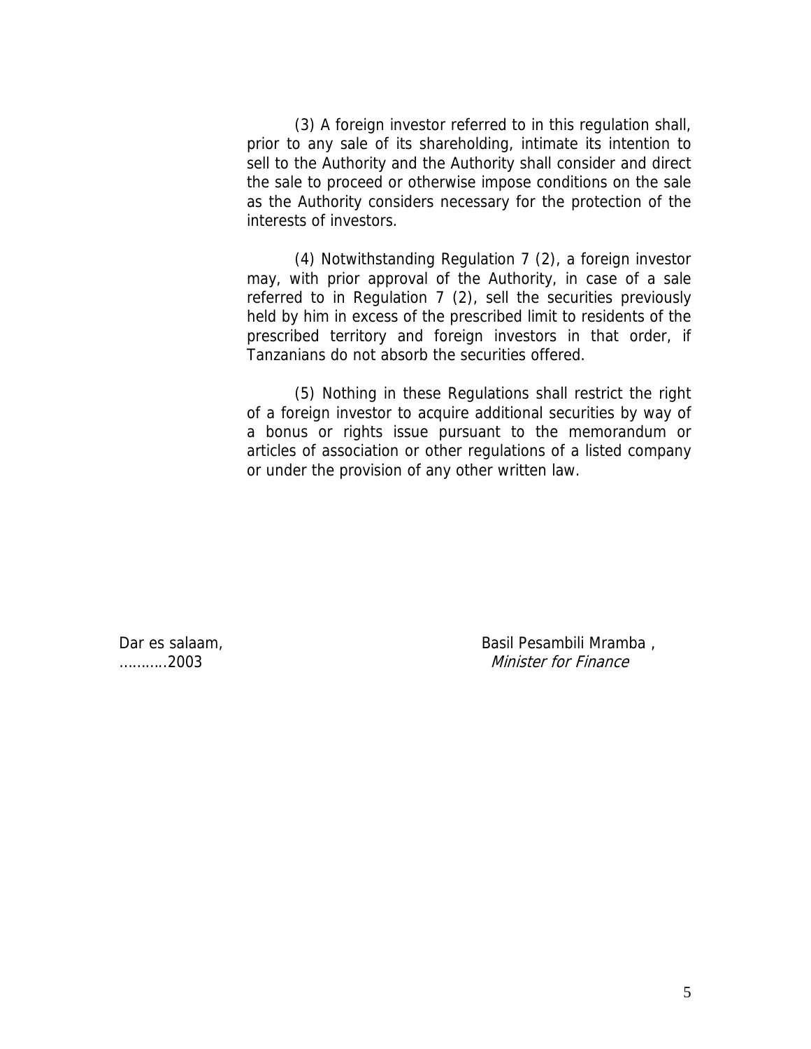(3) A foreign investor referred to in this regulation shall, prior to any sale of its shareholding, intimate its intention to sell to the Authority and the Authority shall consider and direct the sale to proceed or otherwise impose conditions on the sale as the Authority considers necessary for the protection of the interests of investors.

(4) Notwithstanding Regulation 7 (2), a foreign investor may, with prior approval of the Authority, in case of a sale referred to in Regulation 7 (2), sell the securities previously held by him in excess of the prescribed limit to residents of the prescribed territory and foreign investors in that order, if Tanzanians do not absorb the securities offered.

(5) Nothing in these Regulations shall restrict the right of a foreign investor to acquire additional securities by way of a bonus or rights issue pursuant to the memorandum or articles of association or other regulations of a listed company or under the provision of any other written law.

Dar es salaam,
………..2003

Basil Pesambili Mramba ,
*Minister for Finance*